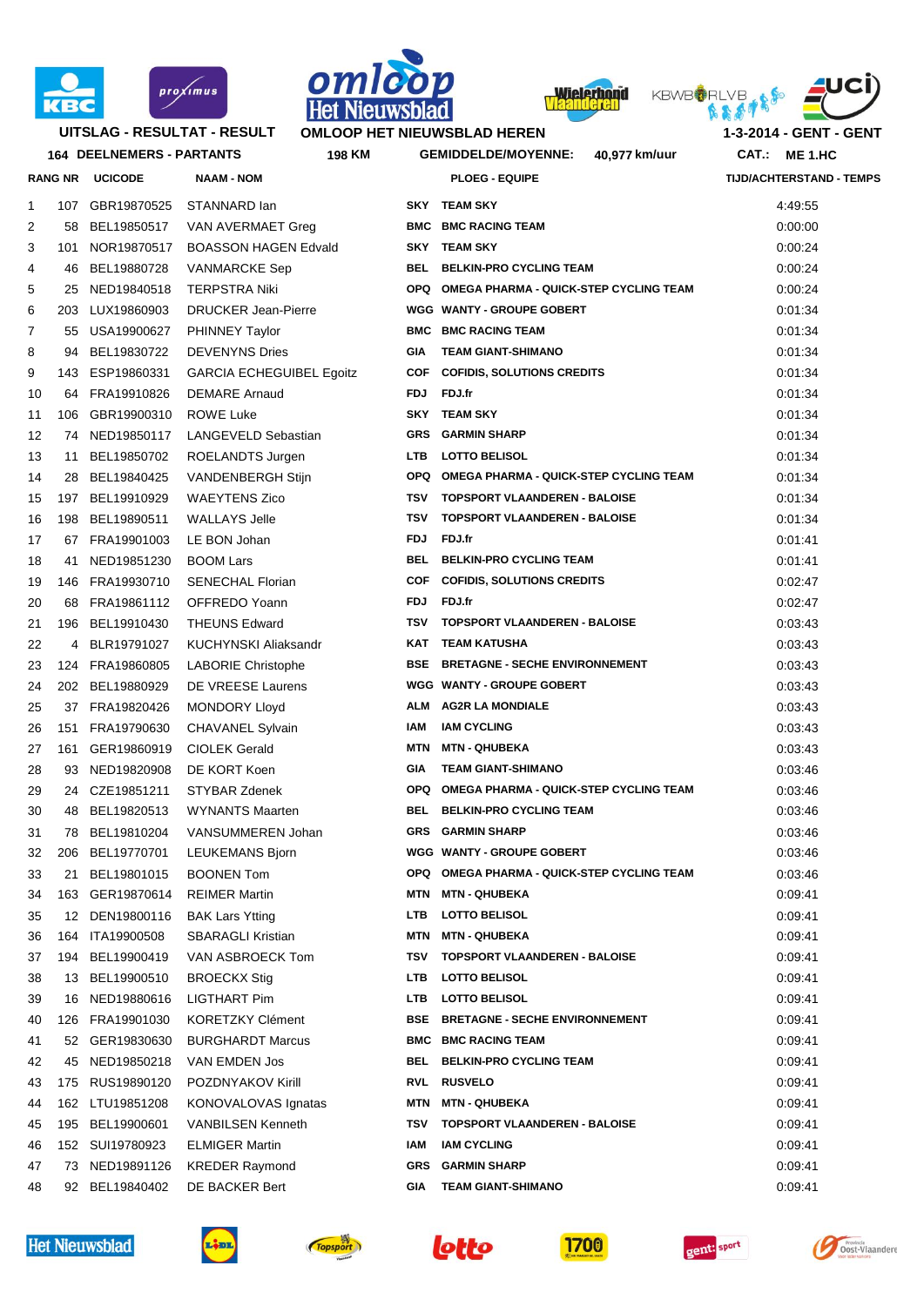**UITSLAG - RESULTAT - RESULT** **OMLOOP HET NIEUWSBLAD HEREN** **1-3-2014 - GENT - GENT**

**164 DEELNEMERS - PARTANTS** **198 KM** **GEMIDDELDE/MOYENNE: 40,977 km/uur** **CAT.: ME 1.HC**

| RANG | NR | UCICODE | NAAM - NOM | | PLOEG - EQUIPE | TIJD/ACHTERSTAND - TEMPS |
|---|---|---|---|---|---|---|
| 1 | 107 | GBR19870525 | STANNARD Ian | SKY | TEAM SKY | 4:49:55 |
| 2 | 58 | BEL19850517 | VAN AVERMAET Greg | BMC | BMC RACING TEAM | 0:00:00 |
| 3 | 101 | NOR19870517 | BOASSON HAGEN Edvald | SKY | TEAM SKY | 0:00:24 |
| 4 | 46 | BEL19880728 | VANMARCKE Sep | BEL | BELKIN-PRO CYCLING TEAM | 0:00:24 |
| 5 | 25 | NED19840518 | TERPSTRA Niki | OPQ | OMEGA PHARMA - QUICK-STEP CYCLING TEAM | 0:00:24 |
| 6 | 203 | LUX19860903 | DRUCKER Jean-Pierre | WGG | WANTY - GROUPE GOBERT | 0:01:34 |
| 7 | 55 | USA19900627 | PHINNEY Taylor | BMC | BMC RACING TEAM | 0:01:34 |
| 8 | 94 | BEL19830722 | DEVENYNS Dries | GIA | TEAM GIANT-SHIMANO | 0:01:34 |
| 9 | 143 | ESP19860331 | GARCIA ECHEGUIBEL Egoitz | COF | COFIDIS, SOLUTIONS CREDITS | 0:01:34 |
| 10 | 64 | FRA19910826 | DEMARE Arnaud | FDJ | FDJ.fr | 0:01:34 |
| 11 | 106 | GBR19900310 | ROWE Luke | SKY | TEAM SKY | 0:01:34 |
| 12 | 74 | NED19850117 | LANGEVELD Sebastian | GRS | GARMIN SHARP | 0:01:34 |
| 13 | 11 | BEL19850702 | ROELANDTS Jurgen | LTB | LOTTO BELISOL | 0:01:34 |
| 14 | 28 | BEL19840425 | VANDENBERGH Stijn | OPQ | OMEGA PHARMA - QUICK-STEP CYCLING TEAM | 0:01:34 |
| 15 | 197 | BEL19910929 | WAEYTENS Zico | TSV | TOPSPORT VLAANDEREN - BALOISE | 0:01:34 |
| 16 | 198 | BEL19890511 | WALLAYS Jelle | TSV | TOPSPORT VLAANDEREN - BALOISE | 0:01:34 |
| 17 | 67 | FRA19901003 | LE BON Johan | FDJ | FDJ.fr | 0:01:41 |
| 18 | 41 | NED19851230 | BOOM Lars | BEL | BELKIN-PRO CYCLING TEAM | 0:01:41 |
| 19 | 146 | FRA19930710 | SENECHAL Florian | COF | COFIDIS, SOLUTIONS CREDITS | 0:02:47 |
| 20 | 68 | FRA19861112 | OFFREDO Yoann | FDJ | FDJ.fr | 0:02:47 |
| 21 | 196 | BEL19910430 | THEUNS Edward | TSV | TOPSPORT VLAANDEREN - BALOISE | 0:03:43 |
| 22 | 4 | BLR19791027 | KUCHYNSKI Aliaksandr | KAT | TEAM KATUSHA | 0:03:43 |
| 23 | 124 | FRA19860805 | LABORIE Christophe | BSE | BRETAGNE - SECHE ENVIRONNEMENT | 0:03:43 |
| 24 | 202 | BEL19880929 | DE VREESE Laurens | WGG | WANTY - GROUPE GOBERT | 0:03:43 |
| 25 | 37 | FRA19820426 | MONDORY Lloyd | ALM | AG2R LA MONDIALE | 0:03:43 |
| 26 | 151 | FRA19790630 | CHAVANEL Sylvain | IAM | IAM CYCLING | 0:03:43 |
| 27 | 161 | GER19860919 | CIOLEK Gerald | MTN | MTN - QHUBEKA | 0:03:43 |
| 28 | 93 | NED19820908 | DE KORT Koen | GIA | TEAM GIANT-SHIMANO | 0:03:46 |
| 29 | 24 | CZE19851211 | STYBAR Zdenek | OPQ | OMEGA PHARMA - QUICK-STEP CYCLING TEAM | 0:03:46 |
| 30 | 48 | BEL19820513 | WYNANTS Maarten | BEL | BELKIN-PRO CYCLING TEAM | 0:03:46 |
| 31 | 78 | BEL19810204 | VANSUMMEREN Johan | GRS | GARMIN SHARP | 0:03:46 |
| 32 | 206 | BEL19770701 | LEUKEMANS Bjorn | WGG | WANTY - GROUPE GOBERT | 0:03:46 |
| 33 | 21 | BEL19801015 | BOONEN Tom | OPQ | OMEGA PHARMA - QUICK-STEP CYCLING TEAM | 0:03:46 |
| 34 | 163 | GER19870614 | REIMER Martin | MTN | MTN - QHUBEKA | 0:09:41 |
| 35 | 12 | DEN19800116 | BAK Lars Ytting | LTB | LOTTO BELISOL | 0:09:41 |
| 36 | 164 | ITA19900508 | SBARAGLI Kristian | MTN | MTN - QHUBEKA | 0:09:41 |
| 37 | 194 | BEL19900419 | VAN ASBROECK Tom | TSV | TOPSPORT VLAANDEREN - BALOISE | 0:09:41 |
| 38 | 13 | BEL19900510 | BROECKX Stig | LTB | LOTTO BELISOL | 0:09:41 |
| 39 | 16 | NED19880616 | LIGTHART Pim | LTB | LOTTO BELISOL | 0:09:41 |
| 40 | 126 | FRA19901030 | KORETZKY Clément | BSE | BRETAGNE - SECHE ENVIRONNEMENT | 0:09:41 |
| 41 | 52 | GER19830630 | BURGHARDT Marcus | BMC | BMC RACING TEAM | 0:09:41 |
| 42 | 45 | NED19850218 | VAN EMDEN Jos | BEL | BELKIN-PRO CYCLING TEAM | 0:09:41 |
| 43 | 175 | RUS19890120 | POZDNYAKOV Kirill | RVL | RUSVELO | 0:09:41 |
| 44 | 162 | LTU19851208 | KONOVALOVAS Ignatas | MTN | MTN - QHUBEKA | 0:09:41 |
| 45 | 195 | BEL19900601 | VANBILSEN Kenneth | TSV | TOPSPORT VLAANDEREN - BALOISE | 0:09:41 |
| 46 | 152 | SUI19780923 | ELMIGER Martin | IAM | IAM CYCLING | 0:09:41 |
| 47 | 73 | NED19891126 | KREDER Raymond | GRS | GARMIN SHARP | 0:09:41 |
| 48 | 92 | BEL19840402 | DE BACKER Bert | GIA | TEAM GIANT-SHIMANO | 0:09:41 |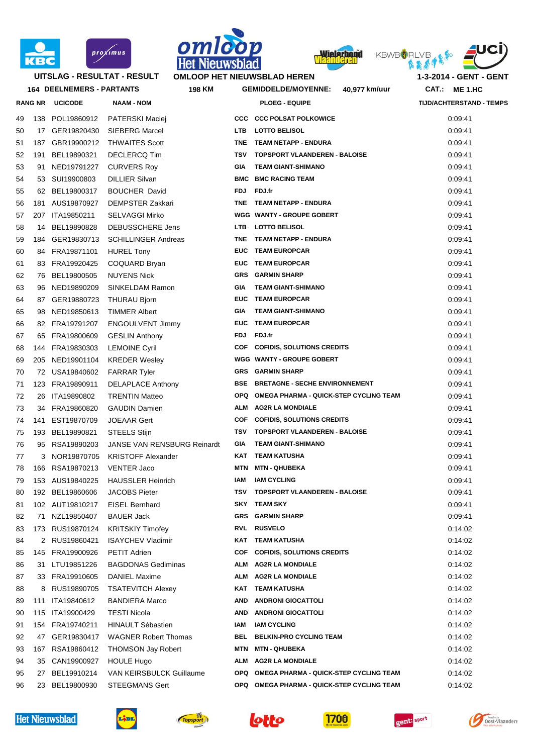**UITSLAG - RESULTAT - RESULT** **OMLOOP HET NIEUWSBLAD HEREN** **1-3-2014 - GENT - GENT**

**164 DEELNEMERS - PARTANTS** **198 KM** **GEMIDDELDE/MOYENNE: 40,977 km/uur** **CAT.: ME 1.HC**

| RANG | NR | UCICODE | NAAM - NOM | PLOEG - EQUIPE | | TIJD/ACHTERSTAND - TEMPS |
|---|---|---|---|---|---|---|
| 49 | 138 | POL19860912 | PATERSKI Maciej | CCC | CCC POLSAT POLKOWICE | 0:09:41 |
| 50 | 17 | GER19820430 | SIEBERG Marcel | LTB | LOTTO BELISOL | 0:09:41 |
| 51 | 187 | GBR19900212 | THWAITES Scott | TNE | TEAM NETAPP - ENDURA | 0:09:41 |
| 52 | 191 | BEL19890321 | DECLERCQ Tim | TSV | TOPSPORT VLAANDEREN - BALOISE | 0:09:41 |
| 53 | 91 | NED19791227 | CURVERS Roy | GIA | TEAM GIANT-SHIMANO | 0:09:41 |
| 54 | 53 | SUI19900803 | DILLIER Silvan | BMC | BMC RACING TEAM | 0:09:41 |
| 55 | 62 | BEL19800317 | BOUCHER David | FDJ | FDJ.fr | 0:09:41 |
| 56 | 181 | AUS19870927 | DEMPSTER Zakkari | TNE | TEAM NETAPP - ENDURA | 0:09:41 |
| 57 | 207 | ITA19850211 | SELVAGGI Mirko | WGG | WANTY - GROUPE GOBERT | 0:09:41 |
| 58 | 14 | BEL19890828 | DEBUSSCHERE Jens | LTB | LOTTO BELISOL | 0:09:41 |
| 59 | 184 | GER19830713 | SCHILLINGER Andreas | TNE | TEAM NETAPP - ENDURA | 0:09:41 |
| 60 | 84 | FRA19871101 | HUREL Tony | EUC | TEAM EUROPCAR | 0:09:41 |
| 61 | 83 | FRA19920425 | COQUARD Bryan | EUC | TEAM EUROPCAR | 0:09:41 |
| 62 | 76 | BEL19800505 | NUYENS Nick | GRS | GARMIN SHARP | 0:09:41 |
| 63 | 96 | NED19890209 | SINKELDAM Ramon | GIA | TEAM GIANT-SHIMANO | 0:09:41 |
| 64 | 87 | GER19880723 | THURAU Bjorn | EUC | TEAM EUROPCAR | 0:09:41 |
| 65 | 98 | NED19850613 | TIMMER Albert | GIA | TEAM GIANT-SHIMANO | 0:09:41 |
| 66 | 82 | FRA19791207 | ENGOULVENT Jimmy | EUC | TEAM EUROPCAR | 0:09:41 |
| 67 | 65 | FRA19800609 | GESLIN Anthony | FDJ | FDJ.fr | 0:09:41 |
| 68 | 144 | FRA19830303 | LEMOINE Cyril | COF | COFIDIS, SOLUTIONS CREDITS | 0:09:41 |
| 69 | 205 | NED19901104 | KREDER Wesley | WGG | WANTY - GROUPE GOBERT | 0:09:41 |
| 70 | 72 | USA19840602 | FARRAR Tyler | GRS | GARMIN SHARP | 0:09:41 |
| 71 | 123 | FRA19890911 | DELAPLACE Anthony | BSE | BRETAGNE - SECHE ENVIRONNEMENT | 0:09:41 |
| 72 | 26 | ITA19890802 | TRENTIN Matteo | OPQ | OMEGA PHARMA - QUICK-STEP CYCLING TEAM | 0:09:41 |
| 73 | 34 | FRA19860820 | GAUDIN Damien | ALM | AG2R LA MONDIALE | 0:09:41 |
| 74 | 141 | EST19870709 | JOEAAR Gert | COF | COFIDIS, SOLUTIONS CREDITS | 0:09:41 |
| 75 | 193 | BEL19890821 | STEELS Stijn | TSV | TOPSPORT VLAANDEREN - BALOISE | 0:09:41 |
| 76 | 95 | RSA19890203 | JANSE VAN RENSBURG Reinardt | GIA | TEAM GIANT-SHIMANO | 0:09:41 |
| 77 | 3 | NOR19870705 | KRISTOFF Alexander | KAT | TEAM KATUSHA | 0:09:41 |
| 78 | 166 | RSA19870213 | VENTER Jaco | MTN | MTN - QHUBEKA | 0:09:41 |
| 79 | 153 | AUS19840225 | HAUSSLER Heinrich | IAM | IAM CYCLING | 0:09:41 |
| 80 | 192 | BEL19860606 | JACOBS Pieter | TSV | TOPSPORT VLAANDEREN - BALOISE | 0:09:41 |
| 81 | 102 | AUT19810217 | EISEL Bernhard | SKY | TEAM SKY | 0:09:41 |
| 82 | 71 | NZL19850407 | BAUER Jack | GRS | GARMIN SHARP | 0:09:41 |
| 83 | 173 | RUS19870124 | KRITSKIY Timofey | RVL | RUSVELO | 0:14:02 |
| 84 | 2 | RUS19860421 | ISAYCHEV Vladimir | KAT | TEAM KATUSHA | 0:14:02 |
| 85 | 145 | FRA19900926 | PETIT Adrien | COF | COFIDIS, SOLUTIONS CREDITS | 0:14:02 |
| 86 | 31 | LTU19851226 | BAGDONAS Gediminas | ALM | AG2R LA MONDIALE | 0:14:02 |
| 87 | 33 | FRA19910605 | DANIEL Maxime | ALM | AG2R LA MONDIALE | 0:14:02 |
| 88 | 8 | RUS19890705 | TSATEVITCH Alexey | KAT | TEAM KATUSHA | 0:14:02 |
| 89 | 111 | ITA19840612 | BANDIERA Marco | AND | ANDRONI GIOCATTOLI | 0:14:02 |
| 90 | 115 | ITA19900429 | TESTI Nicola | AND | ANDRONI GIOCATTOLI | 0:14:02 |
| 91 | 154 | FRA19740211 | HINAULT Sébastien | IAM | IAM CYCLING | 0:14:02 |
| 92 | 47 | GER19830417 | WAGNER Robert Thomas | BEL | BELKIN-PRO CYCLING TEAM | 0:14:02 |
| 93 | 167 | RSA19860412 | THOMSON Jay Robert | MTN | MTN - QHUBEKA | 0:14:02 |
| 94 | 35 | CAN19900927 | HOULE Hugo | ALM | AG2R LA MONDIALE | 0:14:02 |
| 95 | 27 | BEL19910214 | VAN KEIRSBULCK Guillaume | OPQ | OMEGA PHARMA - QUICK-STEP CYCLING TEAM | 0:14:02 |
| 96 | 23 | BEL19800930 | STEEGMANS Gert | OPQ | OMEGA PHARMA - QUICK-STEP CYCLING TEAM | 0:14:02 |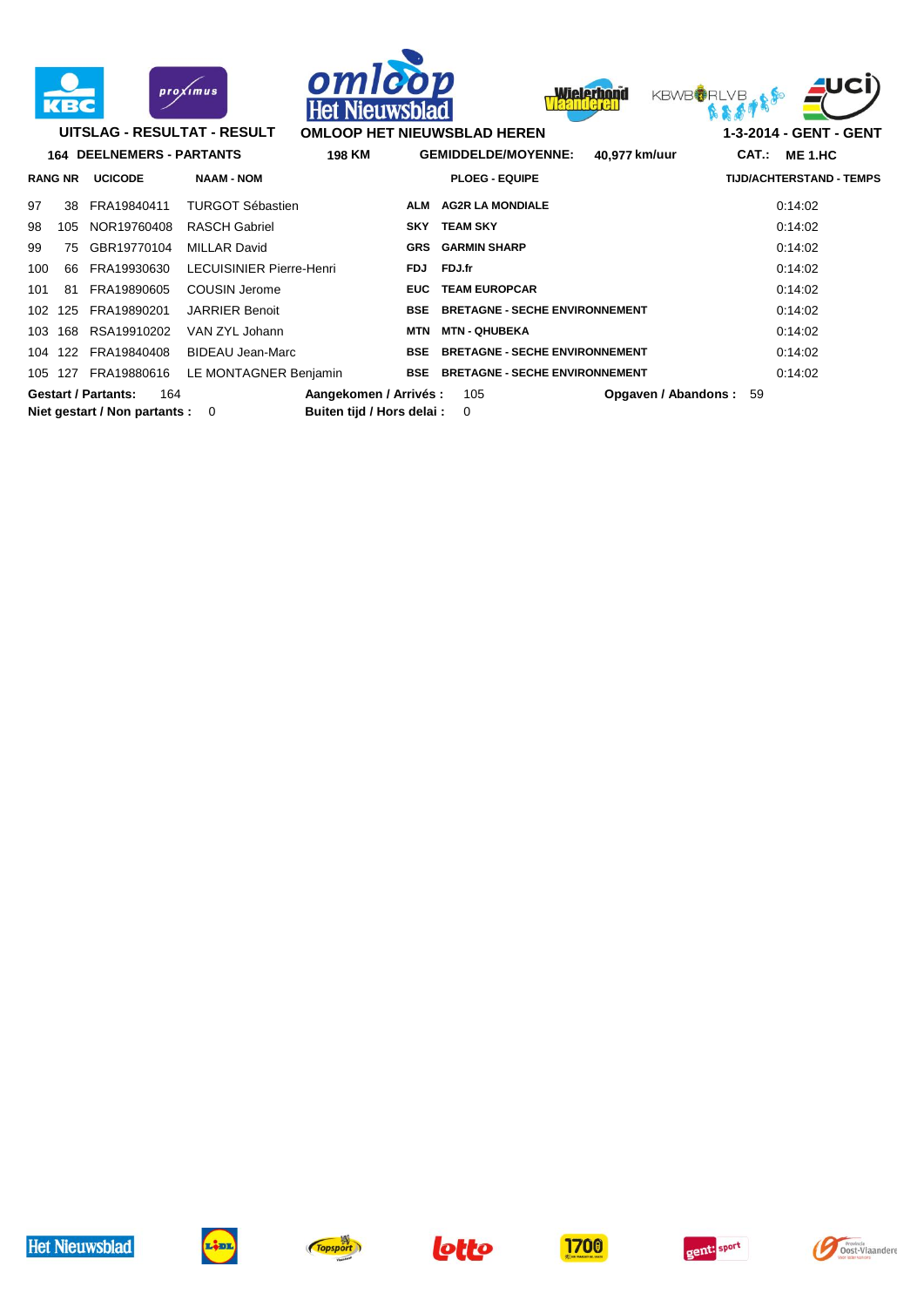**UITSLAG - RESULTAT - RESULT** **OMLOOP HET NIEUWSBLAD HEREN** **1-3-2014 - GENT - GENT**

**164 DEELNEMERS - PARTANTS** **198 KM** **GEMIDDELDE/MOYENNE: 40,977 km/uur** **CAT.: ME 1.HC**

| RANG | NR | UCICODE | NAAM - NOM | PLOEG - EQUIPE | | TIJD/ACHTERSTAND - TEMPS |
|---|---|---|---|---|---|---|
| 97 | 38 | FRA19840411 | TURGOT Sébastien | ALM | AG2R LA MONDIALE | 0:14:02 |
| 98 | 105 | NOR19760408 | RASCH Gabriel | SKY | TEAM SKY | 0:14:02 |
| 99 | 75 | GBR19770104 | MILLAR David | GRS | GARMIN SHARP | 0:14:02 |
| 100 | 66 | FRA19930630 | LECUISINIER Pierre-Henri | FDJ | FDJ.fr | 0:14:02 |
| 101 | 81 | FRA19890605 | COUSIN Jerome | EUC | TEAM EUROPCAR | 0:14:02 |
| 102 | 125 | FRA19890201 | JARRIER Benoit | BSE | BRETAGNE - SECHE ENVIRONNEMENT | 0:14:02 |
| 103 | 168 | RSA19910202 | VAN ZYL Johann | MTN | MTN - QHUBEKA | 0:14:02 |
| 104 | 122 | FRA19840408 | BIDEAU Jean-Marc | BSE | BRETAGNE - SECHE ENVIRONNEMENT | 0:14:02 |
| 105 | 127 | FRA19880616 | LE MONTAGNER Benjamin | BSE | BRETAGNE - SECHE ENVIRONNEMENT | 0:14:02 |

**Gestart / Partants:** 164 **Aangekomen / Arrivés :** 105 **Opgaven / Abandons :** 59

**Niet gestart / Non partants :** 0 **Buiten tijd / Hors delai :** 0